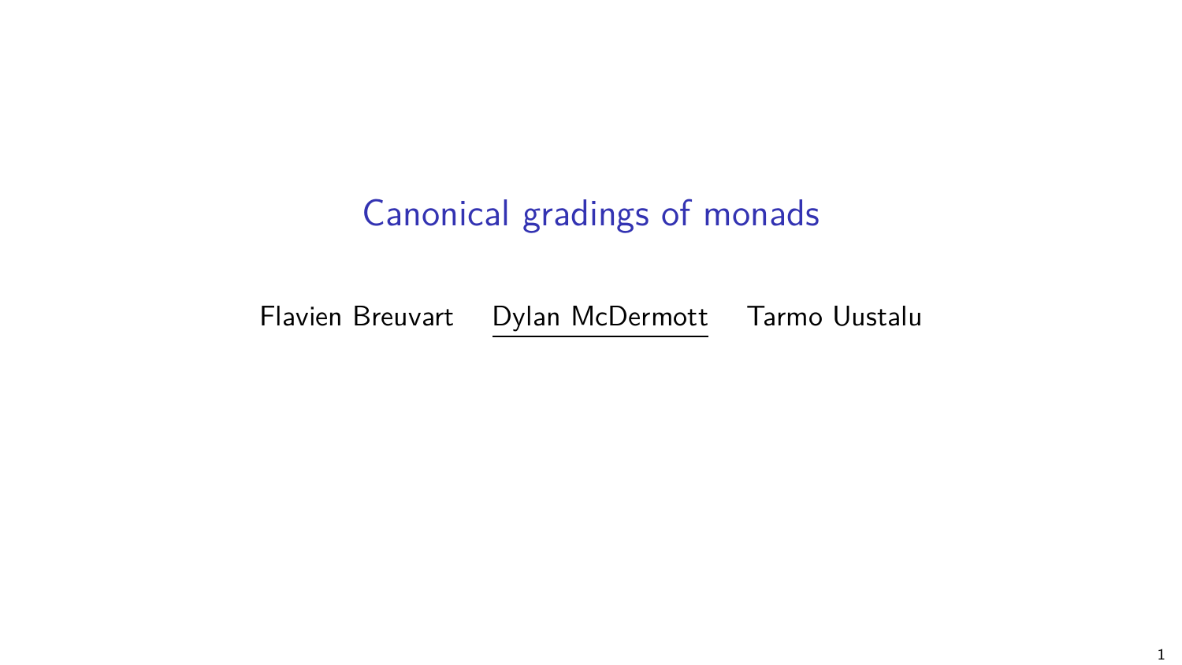# Canonical gradings of monads

Flavien Breuvart    Dylan McDermott    Tarmo Uustalu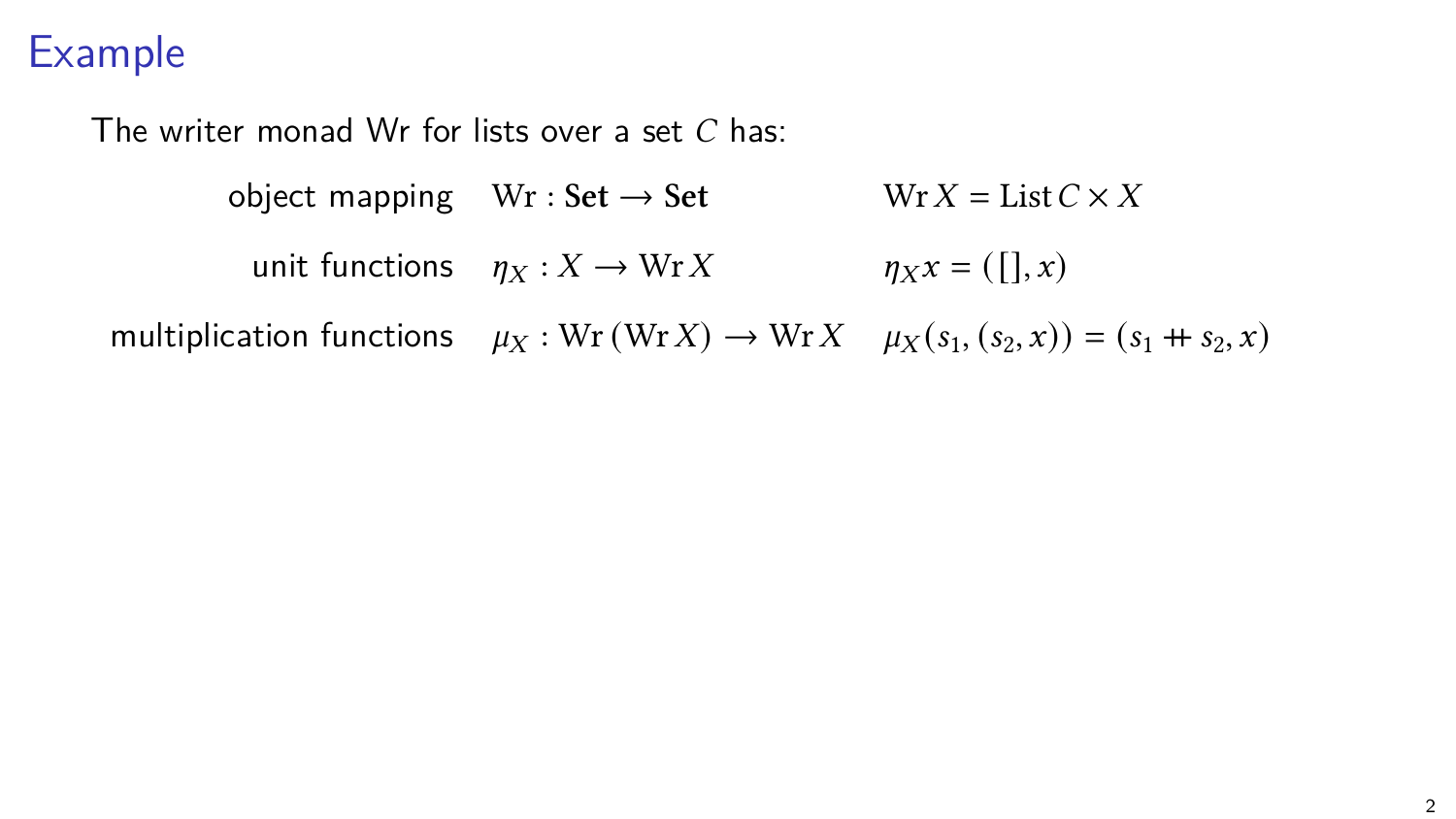# Example

The writer monad Wr for lists over a set $C$ has:

| | | |
|---|---|---|
| object mapping | $\mathrm{Wr} : \mathbf{Set} \to \mathbf{Set}$ | $\mathrm{Wr}\, X = \mathrm{List}\, C \times X$ |
| unit functions | $\eta_X : X \to \mathrm{Wr}\, X$ | $\eta_X x = ([], x)$ |
| multiplication functions | $\mu_X : \mathrm{Wr}\,(\mathrm{Wr}\, X) \to \mathrm{Wr}\, X$ | $\mu_X(s_1, (s_2, x)) = (s_1 \mathbin{+\!\!+} s_2, x)$ |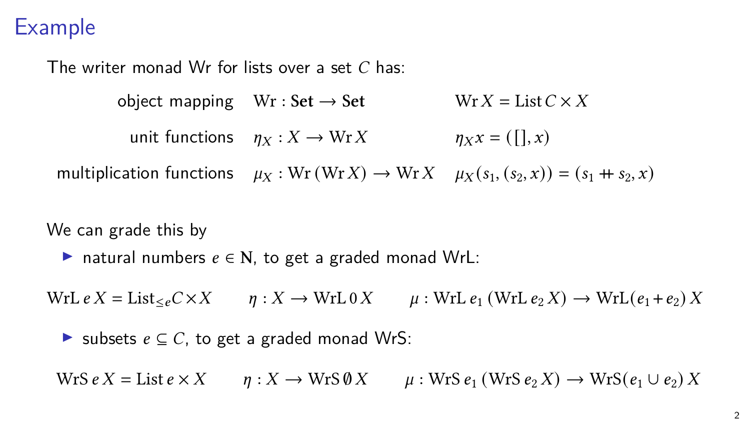# Example

The writer monad Wr for lists over a set $C$ has:

| | | |
|---|---|---|
| object mapping | $\mathrm{Wr} : \mathbf{Set} \to \mathbf{Set}$ | $\mathrm{Wr}\,X = \mathrm{List}\,C \times X$ |
| unit functions | $\eta_X : X \to \mathrm{Wr}\,X$ | $\eta_X x = ([\,], x)$ |
| multiplication functions | $\mu_X : \mathrm{Wr}\,(\mathrm{Wr}\,X) \to \mathrm{Wr}\,X$ | $\mu_X(s_1, (s_2, x)) = (s_1 \mathbin{+\!\!+} s_2, x)$ |

We can grade this by

- natural numbers $e \in \mathbf{N}$, to get a graded monad WrL:

$$\mathrm{WrL}\,e\,X = \mathrm{List}_{\leq e} C \times X \qquad \eta : X \to \mathrm{WrL}\,0\,X \qquad \mu : \mathrm{WrL}\,e_1\,(\mathrm{WrL}\,e_2\,X) \to \mathrm{WrL}(e_1 + e_2)\,X$$

- subsets $e \subseteq C$, to get a graded monad WrS:

$$\mathrm{WrS}\,e\,X = \mathrm{List}\,e \times X \qquad \eta : X \to \mathrm{WrS}\,\emptyset\,X \qquad \mu : \mathrm{WrS}\,e_1\,(\mathrm{WrS}\,e_2\,X) \to \mathrm{WrS}(e_1 \cup e_2)\,X$$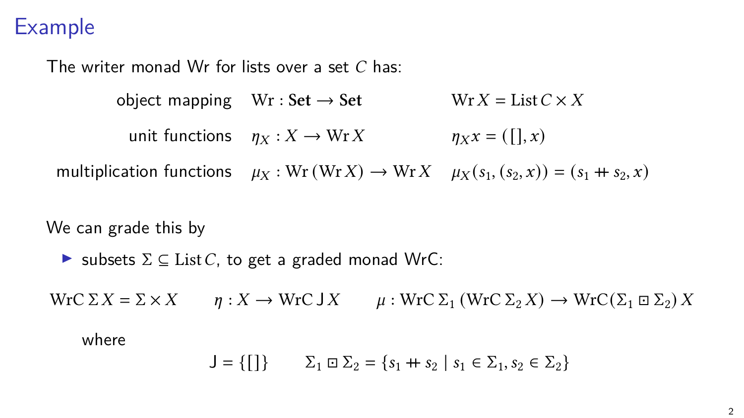# Example

The writer monad Wr for lists over a set $C$ has:

| | | |
|---|---|---|
| object mapping | $\mathrm{Wr} : \mathbf{Set} \to \mathbf{Set}$ | $\mathrm{Wr}\, X = \mathrm{List}\, C \times X$ |
| unit functions | $\eta_X : X \to \mathrm{Wr}\, X$ | $\eta_X x = ([\,], x)$ |
| multiplication functions | $\mu_X : \mathrm{Wr}\,(\mathrm{Wr}\, X) \to \mathrm{Wr}\, X$ | $\mu_X(s_1, (s_2, x)) = (s_1 +\!\!+\, s_2, x)$ |

We can grade this by

- subsets $\Sigma \subseteq \mathrm{List}\, C$, to get a graded monad WrC:

$$\mathrm{WrC}\,\Sigma\, X = \Sigma \times X \qquad \eta : X \to \mathrm{WrC}\,\mathsf{J}\, X \qquad \mu : \mathrm{WrC}\,\Sigma_1\,(\mathrm{WrC}\,\Sigma_2\, X) \to \mathrm{WrC}(\Sigma_1 \boxdot \Sigma_2)\, X$$

where

$$\mathsf{J} = \{[\,]\} \qquad \Sigma_1 \boxdot \Sigma_2 = \{s_1 +\!\!+\, s_2 \mid s_1 \in \Sigma_1, s_2 \in \Sigma_2\}$$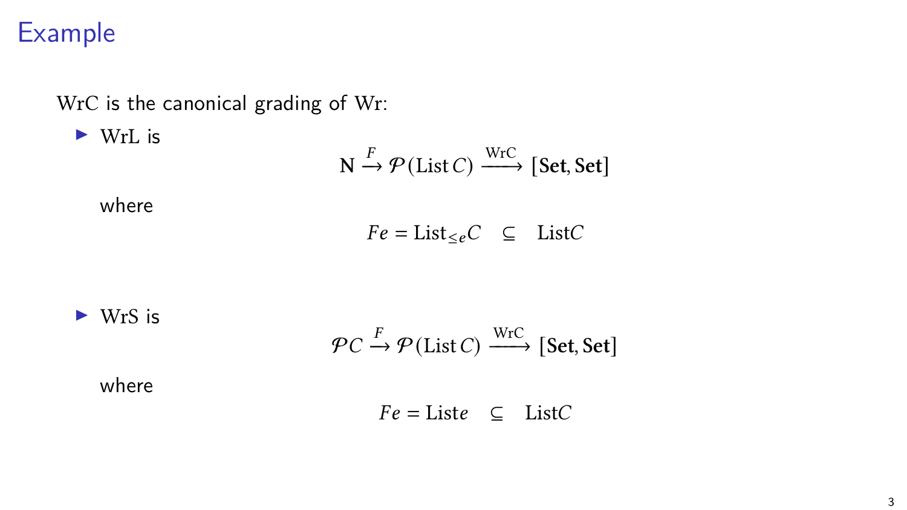# Example

WrC is the canonical grading of Wr:

- WrL is

$$\mathbf{N} \xrightarrow{F} \mathcal{P}(\mathrm{List}\, C) \xrightarrow{\mathrm{WrC}} [\mathbf{Set}, \mathbf{Set}]$$

  where

$$Fe = \mathrm{List}_{\leq e} C \quad \subseteq \quad \mathrm{List} C$$

- WrS is

$$\mathcal{P} C \xrightarrow{F} \mathcal{P}(\mathrm{List}\, C) \xrightarrow{\mathrm{WrC}} [\mathbf{Set}, \mathbf{Set}]$$

  where

$$Fe = \mathrm{List} e \quad \subseteq \quad \mathrm{List} C$$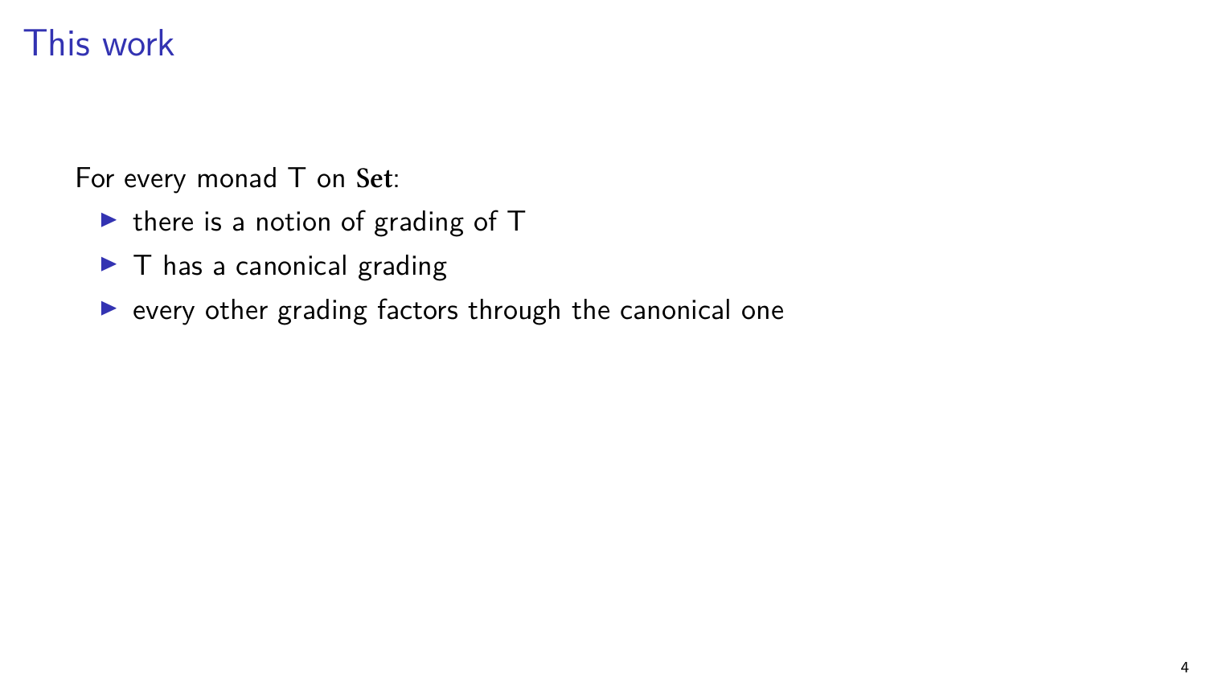# This work

For every monad T on **Set**:

- there is a notion of grading of T
- T has a canonical grading
- every other grading factors through the canonical one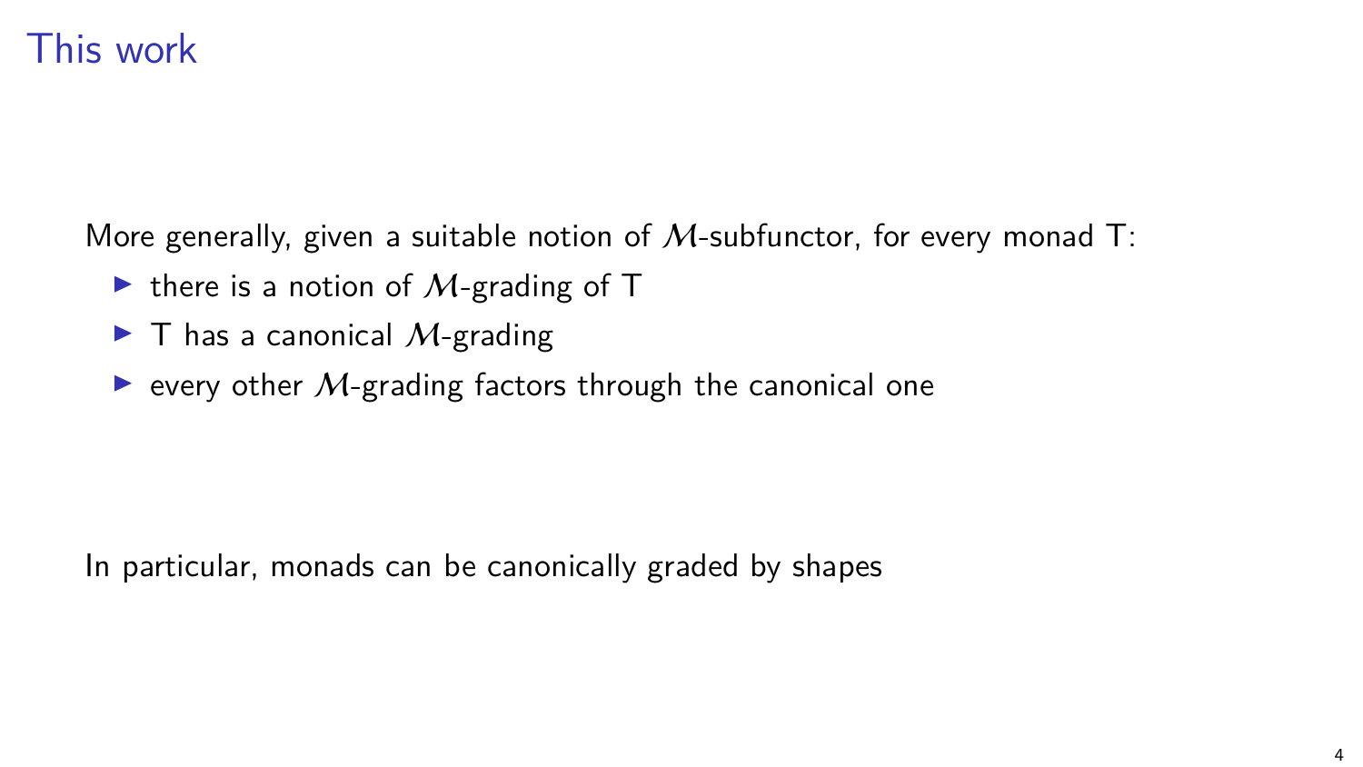# This work

More generally, given a suitable notion of $\mathcal{M}$-subfunctor, for every monad T:

- there is a notion of $\mathcal{M}$-grading of T
- T has a canonical $\mathcal{M}$-grading
- every other $\mathcal{M}$-grading factors through the canonical one

In particular, monads can be canonically graded by shapes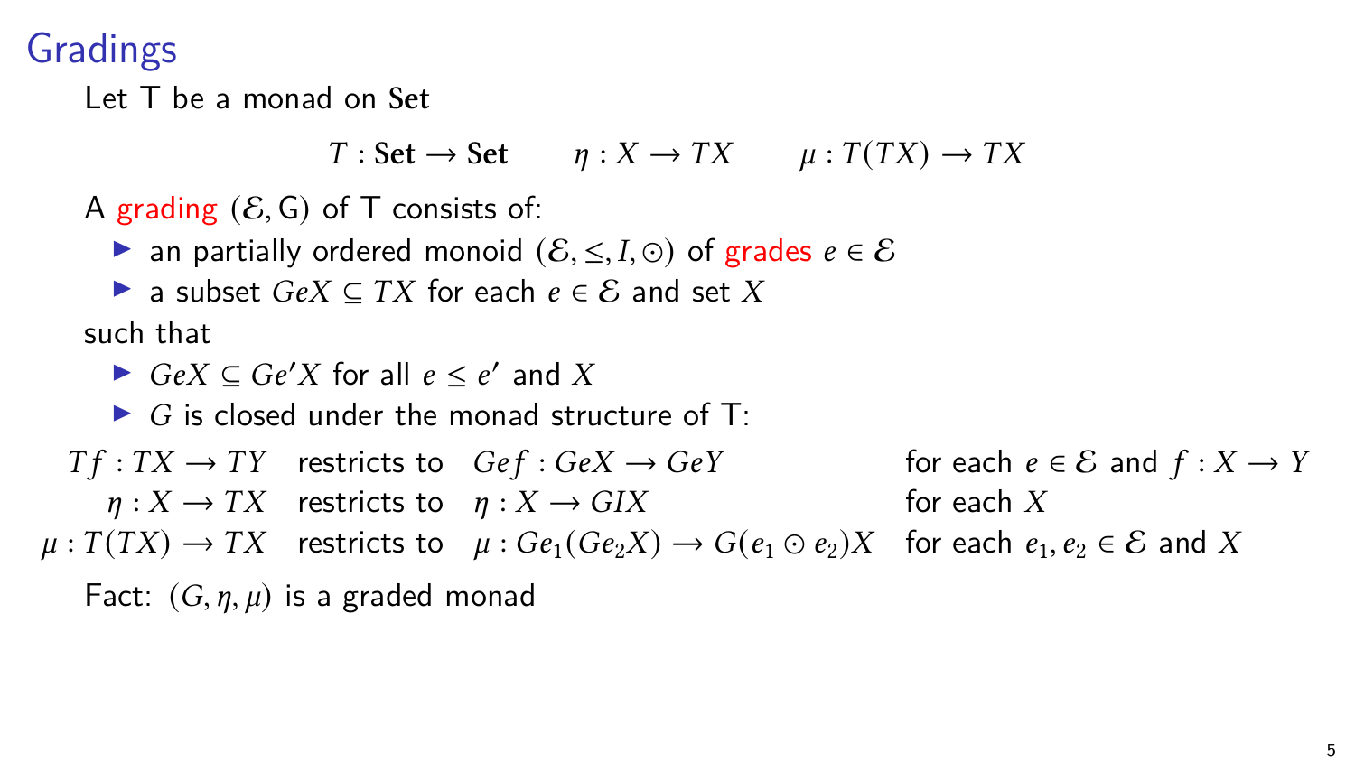# Gradings

Let T be a monad on **Set**

$$T : \mathbf{Set} \to \mathbf{Set} \qquad \eta : X \to TX \qquad \mu : T(TX) \to TX$$

A grading $(\mathcal{E}, \mathsf{G})$ of T consists of:

- an partially ordered monoid $(\mathcal{E}, \leq, I, \odot)$ of grades $e \in \mathcal{E}$
- a subset $GeX \subseteq TX$ for each $e \in \mathcal{E}$ and set $X$

such that

- $GeX \subseteq Ge'X$ for all $e \leq e'$ and $X$
- $G$ is closed under the monad structure of T:

| | | | |
|---|---|---|---|
| $Tf : TX \to TY$ | restricts to | $Gef : GeX \to GeY$ | for each $e \in \mathcal{E}$ and $f : X \to Y$ |
| $\eta : X \to TX$ | restricts to | $\eta : X \to GIX$ | for each $X$ |
| $\mu : T(TX) \to TX$ | restricts to | $\mu : Ge_1(Ge_2X) \to G(e_1 \odot e_2)X$ | for each $e_1, e_2 \in \mathcal{E}$ and $X$ |

Fact: $(G, \eta, \mu)$ is a graded monad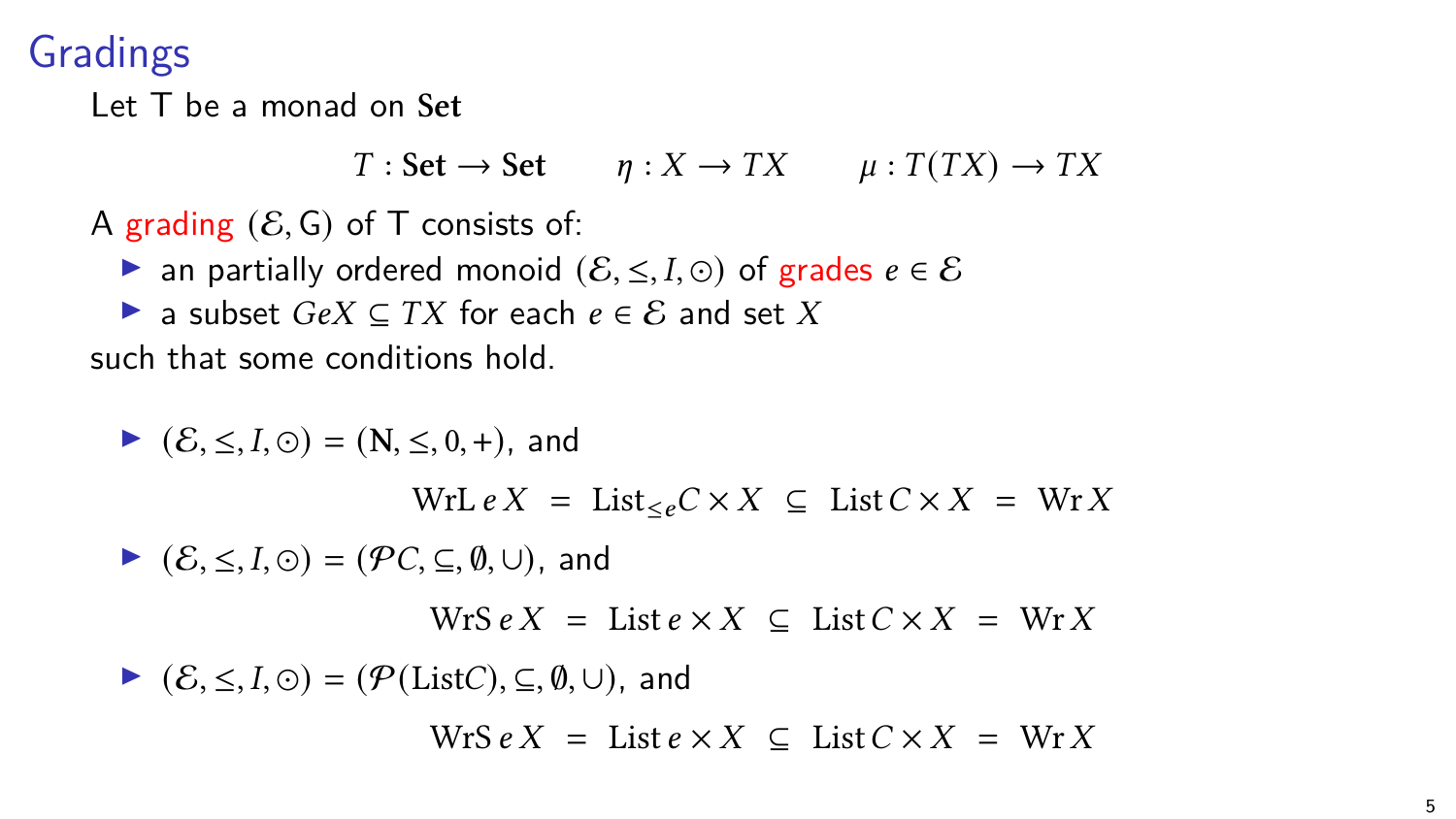# Gradings

Let T be a monad on **Set**

$$T : \mathbf{Set} \to \mathbf{Set} \qquad \eta : X \to TX \qquad \mu : T(TX) \to TX$$

A grading $(\mathcal{E}, \mathsf{G})$ of T consists of:

- an partially ordered monoid $(\mathcal{E}, \leq, I, \odot)$ of grades $e \in \mathcal{E}$
- a subset $GeX \subseteq TX$ for each $e \in \mathcal{E}$ and set $X$

such that some conditions hold.

- $(\mathcal{E}, \leq, I, \odot) = (\mathbf{N}, \leq, 0, +)$, and

$$\mathrm{WrL}\, e\, X \;=\; \mathrm{List}_{\leq e} C \times X \;\subseteq\; \mathrm{List}\, C \times X \;=\; \mathrm{Wr}\, X$$

- $(\mathcal{E}, \leq, I, \odot) = (\mathcal{P}C, \subseteq, \emptyset, \cup)$, and

$$\mathrm{WrS}\, e\, X \;=\; \mathrm{List}\, e \times X \;\subseteq\; \mathrm{List}\, C \times X \;=\; \mathrm{Wr}\, X$$

- $(\mathcal{E}, \leq, I, \odot) = (\mathcal{P}(\mathrm{List} C), \subseteq, \emptyset, \cup)$, and

$$\mathrm{WrS}\, e\, X \;=\; \mathrm{List}\, e \times X \;\subseteq\; \mathrm{List}\, C \times X \;=\; \mathrm{Wr}\, X$$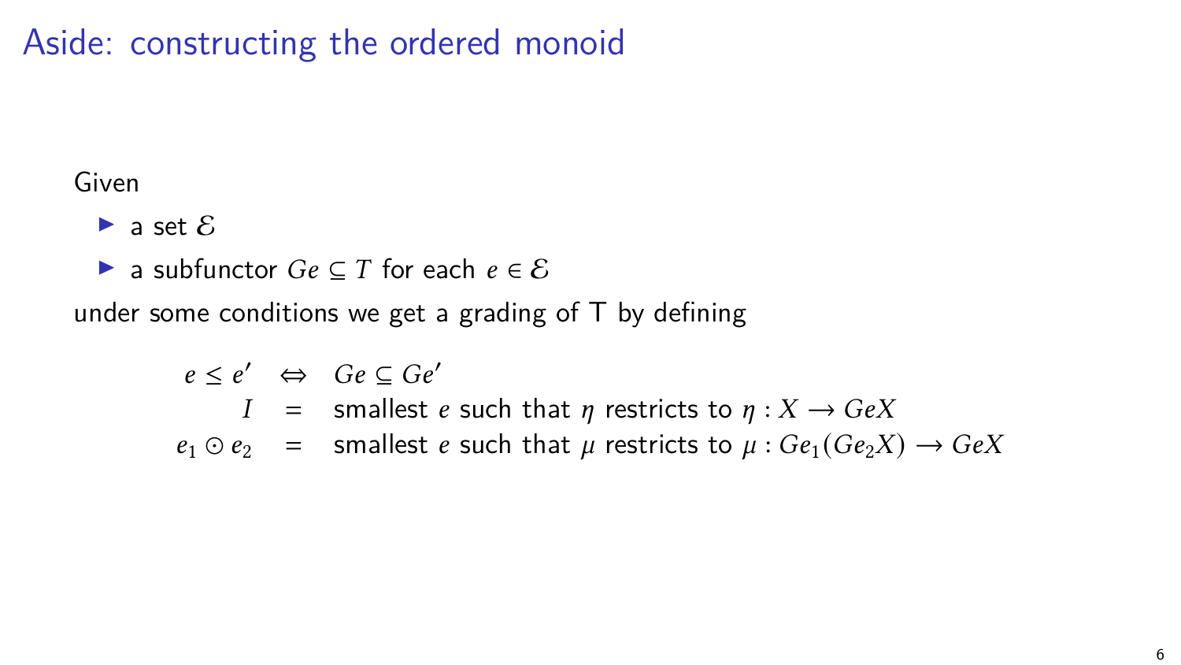# Aside: constructing the ordered monoid

Given

- a set $\mathcal{E}$
- a subfunctor $Ge \subseteq T$ for each $e \in \mathcal{E}$

under some conditions we get a grading of T by defining

$$
\begin{array}{rcl}
e \leq e' & \Leftrightarrow & Ge \subseteq Ge' \\
I & = & \text{smallest } e \text{ such that } \eta \text{ restricts to } \eta : X \to GeX \\
e_1 \odot e_2 & = & \text{smallest } e \text{ such that } \mu \text{ restricts to } \mu : Ge_1(Ge_2X) \to GeX
\end{array}
$$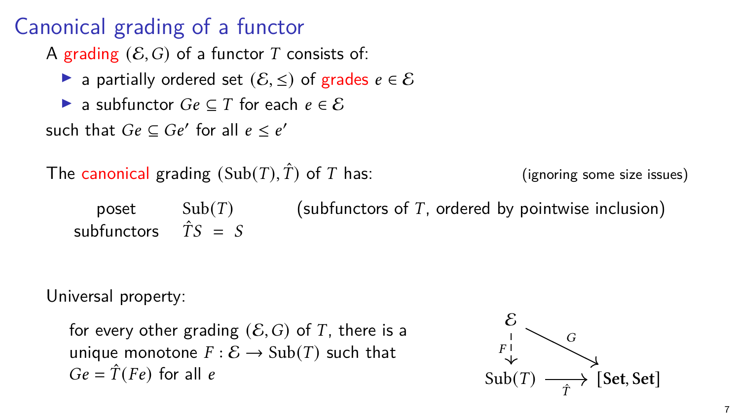# Canonical grading of a functor

A grading $(\mathcal{E}, G)$ of a functor $T$ consists of:

- a partially ordered set $(\mathcal{E}, \leq)$ of grades $e \in \mathcal{E}$
- a subfunctor $Ge \subseteq T$ for each $e \in \mathcal{E}$

such that $Ge \subseteq Ge'$ for all $e \leq e'$

The canonical grading $(\mathrm{Sub}(T), \hat{T})$ of $T$ has: (ignoring some size issues)

| | | |
|---|---|---|
| poset | $\mathrm{Sub}(T)$ | (subfunctors of $T$, ordered by pointwise inclusion) |
| subfunctors | $\hat{T}S \; = \; S$ | |

Universal property:

for every other grading $(\mathcal{E}, G)$ of $T$, there is a unique monotone $F : \mathcal{E} \to \mathrm{Sub}(T)$ such that $Ge = \hat{T}(Fe)$ for all $e$

$$\begin{array}{ccc} \mathcal{E} & \xrightarrow{G} & [\mathbf{Set}, \mathbf{Set}] \\ {\scriptstyle F}\downarrow & \nearrow_{\hat{T}} & \\ \mathrm{Sub}(T) & & \end{array}$$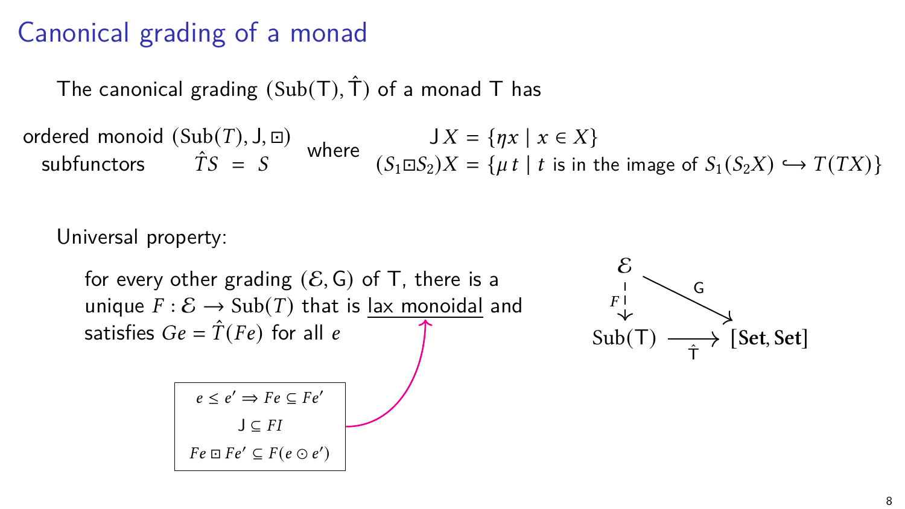# Canonical grading of a monad

The canonical grading $(\mathrm{Sub}(\mathsf{T}), \hat{\mathsf{T}})$ of a monad $\mathsf{T}$ has

ordered monoid $(\mathrm{Sub}(T), \mathsf{J}, \boxdot)$
subfunctors $\hat{T}S = S$

where

$$\mathsf{J}\,X = \{\eta x \mid x \in X\}$$
$$(S_1 \boxdot S_2)X = \{\mu\, t \mid t \text{ is in the image of } S_1(S_2 X) \hookrightarrow T(TX)\}$$

Universal property:

for every other grading $(\mathcal{E}, \mathsf{G})$ of $\mathsf{T}$, there is a unique $F : \mathcal{E} \to \mathrm{Sub}(T)$ that is lax monoidal and satisfies $Ge = \hat{T}(Fe)$ for all $e$

$$e \leq e' \Rightarrow Fe \subseteq Fe'$$
$$\mathsf{J} \subseteq FI$$
$$Fe \boxdot Fe' \subseteq F(e \odot e')$$

$$\begin{array}{ccc} \mathcal{E} & & \\ {\scriptstyle F}\downarrow & \searrow^{\mathsf{G}} & \\ \mathrm{Sub}(\mathsf{T}) & \xrightarrow{\hat{\mathsf{T}}} & [\mathbf{Set}, \mathbf{Set}] \end{array}$$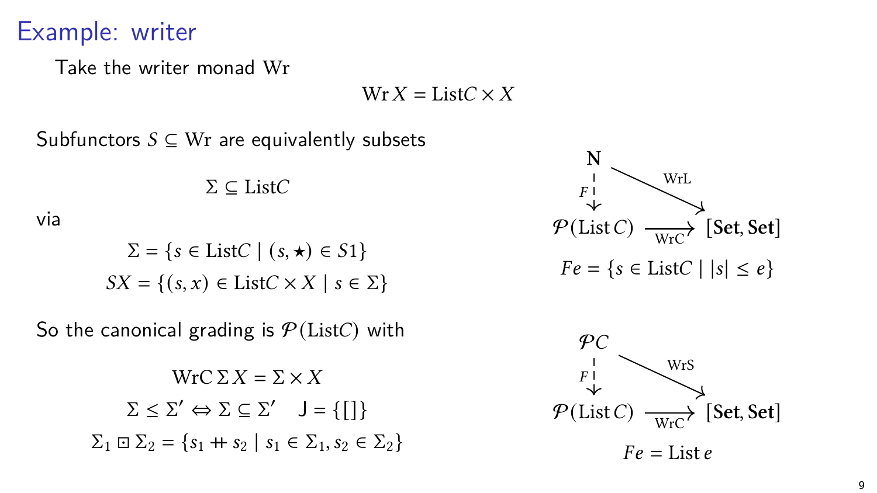# Example: writer

Take the writer monad Wr

$$\mathrm{Wr}\,X = \mathrm{List}C \times X$$

Subfunctors $S \subseteq \mathrm{Wr}$ are equivalently subsets

$$\Sigma \subseteq \mathrm{List}C$$

via

$$\Sigma = \{s \in \mathrm{List}C \mid (s, \star) \in S1\}$$
$$SX = \{(s, x) \in \mathrm{List}C \times X \mid s \in \Sigma\}$$

So the canonical grading is $\mathcal{P}(\mathrm{List}C)$ with

$$\mathrm{WrC}\,\Sigma\,X = \Sigma \times X$$
$$\Sigma \leq \Sigma' \Leftrightarrow \Sigma \subseteq \Sigma' \quad \mathsf{J} = \{[\,]\}$$
$$\Sigma_1 \boxdot \Sigma_2 = \{s_1 +\!\!+\, s_2 \mid s_1 \in \Sigma_1, s_2 \in \Sigma_2\}$$

$$\mathbf{N} \xrightarrow{\mathrm{WrL}} [\mathbf{Set}, \mathbf{Set}], \quad \mathbf{N} \overset{F}{\dashrightarrow} \mathcal{P}(\mathrm{List}\,C) \xrightarrow{\mathrm{WrC}} [\mathbf{Set}, \mathbf{Set}]$$

$$Fe = \{s \in \mathrm{List}C \mid |s| \leq e\}$$

$$\mathcal{P}C \xrightarrow{\mathrm{WrS}} [\mathbf{Set}, \mathbf{Set}], \quad \mathcal{P}C \overset{F}{\dashrightarrow} \mathcal{P}(\mathrm{List}\,C) \xrightarrow{\mathrm{WrC}} [\mathbf{Set}, \mathbf{Set}]$$

$$Fe = \mathrm{List}\,e$$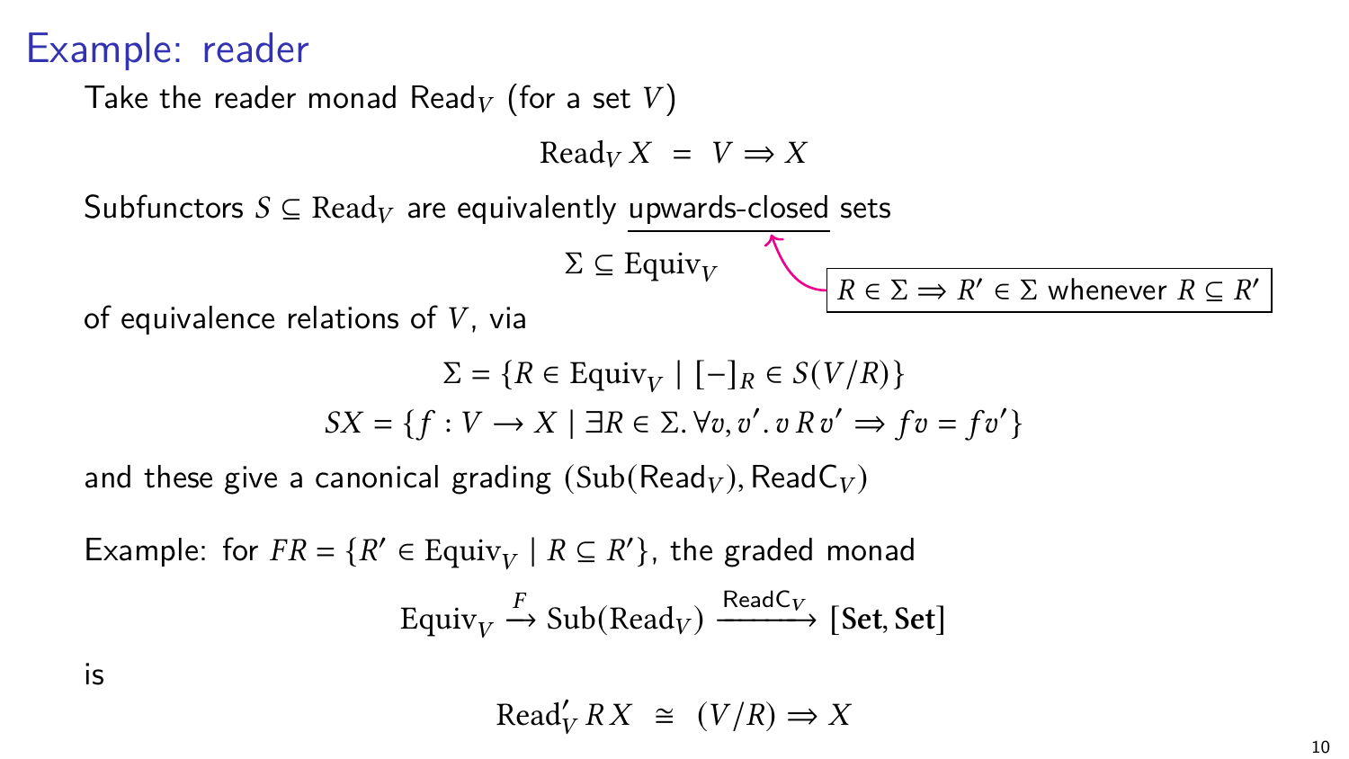# Example: reader

Take the reader monad $\mathrm{Read}_V$ (for a set $V$)

$$\mathrm{Read}_V\, X \;=\; V \Rightarrow X$$

Subfunctors $S \subseteq \mathrm{Read}_V$ are equivalently upwards-closed sets

$$\Sigma \subseteq \mathrm{Equiv}_V$$

$R \in \Sigma \Rightarrow R' \in \Sigma$ whenever $R \subseteq R'$

of equivalence relations of $V$, via

$$\Sigma = \{R \in \mathrm{Equiv}_V \mid [-]_R \in S(V/R)\}$$

$$SX = \{f : V \to X \mid \exists R \in \Sigma.\, \forall v, v'.\, v\, R\, v' \Rightarrow f v = f v'\}$$

and these give a canonical grading $(\mathrm{Sub}(\mathrm{Read}_V), \mathrm{ReadC}_V)$

Example: for $FR = \{R' \in \mathrm{Equiv}_V \mid R \subseteq R'\}$, the graded monad

$$\mathrm{Equiv}_V \xrightarrow{F} \mathrm{Sub}(\mathrm{Read}_V) \xrightarrow{\mathrm{ReadC}_V} [\mathbf{Set}, \mathbf{Set}]$$

is

$$\mathrm{Read}'_V\, R\, X \;\cong\; (V/R) \Rightarrow X$$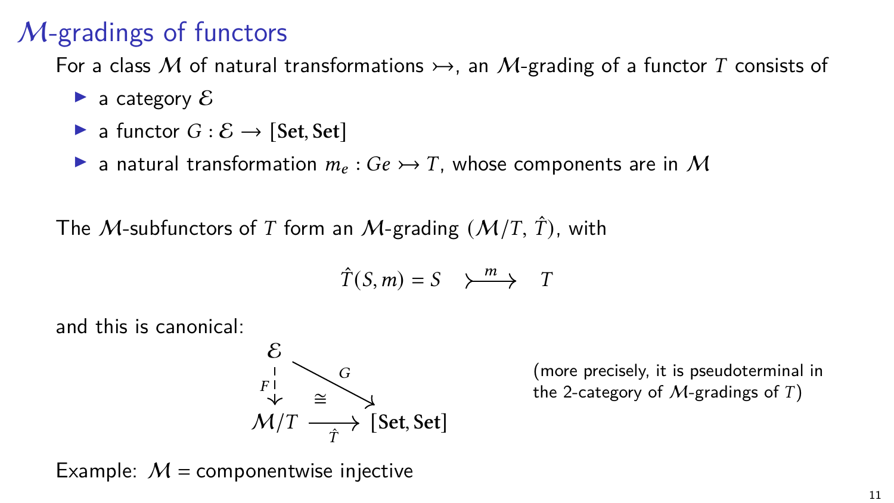# $\mathcal{M}$-gradings of functors

For a class $\mathcal{M}$ of natural transformations $\rightarrowtail$, an $\mathcal{M}$-grading of a functor $T$ consists of

- a category $\mathcal{E}$
- a functor $G : \mathcal{E} \to [\mathbf{Set}, \mathbf{Set}]$
- a natural transformation $m_e : Ge \rightarrowtail T$, whose components are in $\mathcal{M}$

The $\mathcal{M}$-subfunctors of $T$ form an $\mathcal{M}$-grading $(\mathcal{M}/T, \hat{T})$, with

$$\hat{T}(S, m) = S \quad \overset{m}{\rightarrowtail} \quad T$$

and this is canonical:

$$\begin{array}{ccc} \mathcal{E} & & \\ {\scriptstyle F}\downarrow & \overset{G}{\searrow} & \\ \mathcal{M}/T & \xrightarrow[\hat{T}]{\cong} & [\mathbf{Set}, \mathbf{Set}] \end{array}$$

(more precisely, it is pseudoterminal in the 2-category of $\mathcal{M}$-gradings of $T$)

Example: $\mathcal{M}$ = componentwise injective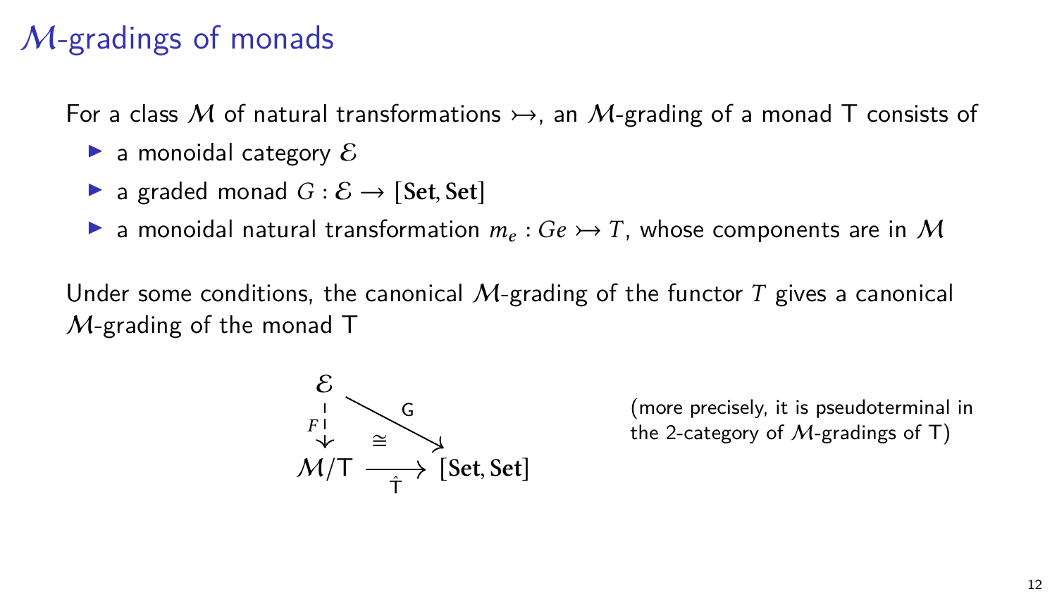# $\mathcal{M}$-gradings of monads

For a class $\mathcal{M}$ of natural transformations $\rightarrowtail$, an $\mathcal{M}$-grading of a monad $\mathsf{T}$ consists of

- a monoidal category $\mathcal{E}$
- a graded monad $G : \mathcal{E} \to [\mathbf{Set}, \mathbf{Set}]$
- a monoidal natural transformation $m_e : Ge \rightarrowtail T$, whose components are in $\mathcal{M}$

Under some conditions, the canonical $\mathcal{M}$-grading of the functor $T$ gives a canonical $\mathcal{M}$-grading of the monad $\mathsf{T}$

$$\begin{array}{ccc} \mathcal{E} & & \\ {\scriptstyle F}\downarrow & \overset{\mathsf{G}}{\searrow} & \\ \mathcal{M}/\mathsf{T} & \xrightarrow[\hat{\mathsf{T}}]{\cong} & [\mathbf{Set}, \mathbf{Set}] \end{array}$$

(more precisely, it is pseudoterminal in the 2-category of $\mathcal{M}$-gradings of $\mathsf{T}$)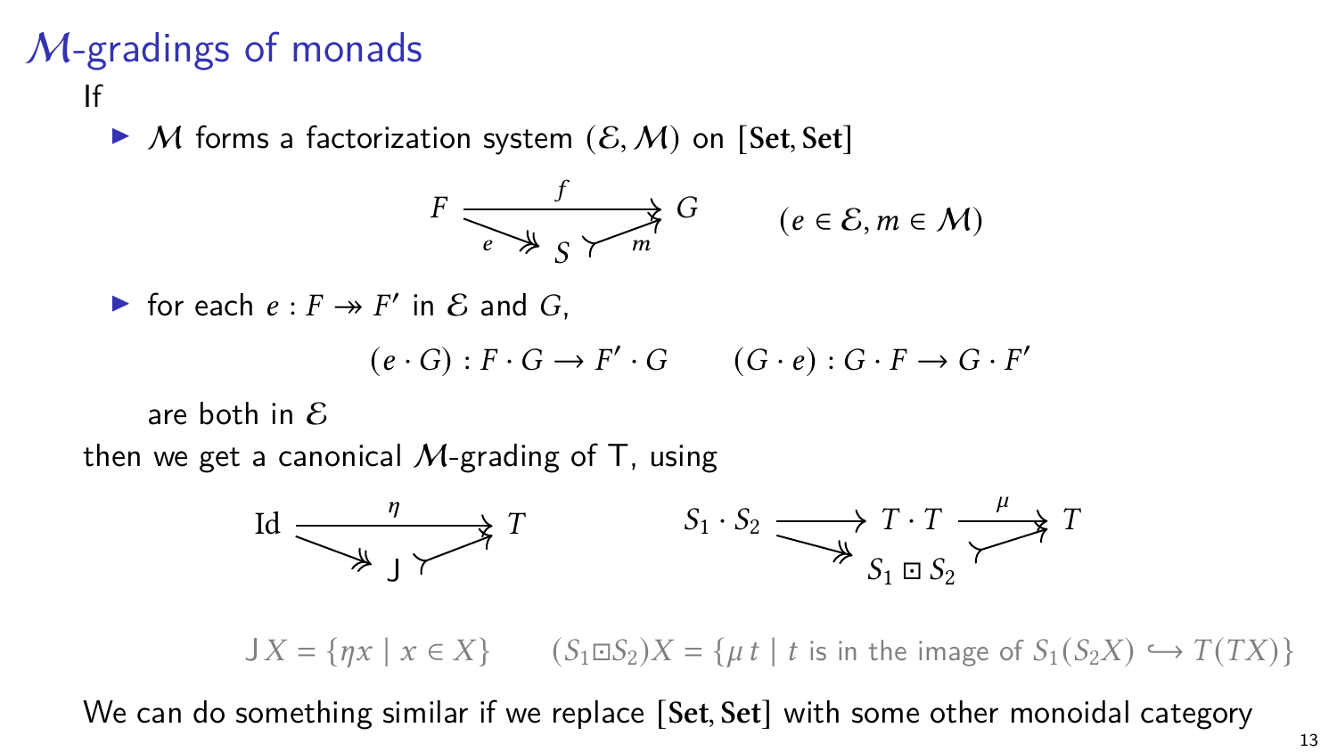# $\mathcal{M}$-gradings of monads

If

- $\mathcal{M}$ forms a factorization system $(\mathcal{E}, \mathcal{M})$ on $[\mathbf{Set}, \mathbf{Set}]$

$$F \xrightarrow{f} G = F \overset{e}{\twoheadrightarrow} S \overset{m}{\rightarrowtail} G \qquad (e \in \mathcal{E}, m \in \mathcal{M})$$

- for each $e : F \twoheadrightarrow F'$ in $\mathcal{E}$ and $G$,

$$(e \cdot G) : F \cdot G \to F' \cdot G \qquad (G \cdot e) : G \cdot F \to G \cdot F'$$

  are both in $\mathcal{E}$

then we get a canonical $\mathcal{M}$-grading of $\mathsf{T}$, using

$$\mathrm{Id} \xrightarrow{\eta} T = \mathrm{Id} \twoheadrightarrow \mathsf{J} \rightarrowtail T \qquad S_1 \cdot S_2 \longrightarrow T \cdot T \xrightarrow{\mu} T = S_1 \cdot S_2 \twoheadrightarrow S_1 \boxdot S_2 \rightarrowtail T$$

$$\mathsf{J}X = \{\eta x \mid x \in X\} \qquad (S_1 \boxdot S_2)X = \{\mu\, t \mid t \text{ is in the image of } S_1(S_2 X) \hookrightarrow T(TX)\}$$

We can do something similar if we replace $[\mathbf{Set}, \mathbf{Set}]$ with some other monoidal category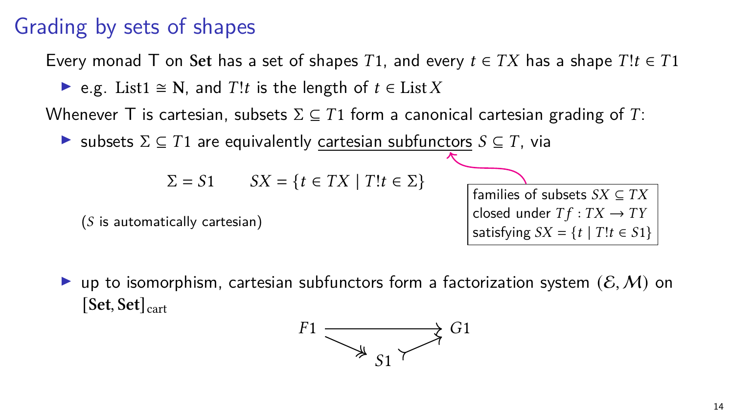# Grading by sets of shapes

Every monad T on **Set** has a set of shapes $T1$, and every $t \in TX$ has a shape $T!t \in T1$

- e.g. $\mathrm{List}1 \cong \mathbf{N}$, and $T!t$ is the length of $t \in \mathrm{List}\,X$

Whenever T is cartesian, subsets $\Sigma \subseteq T1$ form a canonical cartesian grading of $T$:

- subsets $\Sigma \subseteq T1$ are equivalently cartesian subfunctors $S \subseteq T$, via

$$\Sigma = S1 \qquad SX = \{t \in TX \mid T!t \in \Sigma\}$$

(families of subsets $SX \subseteq TX$ closed under $Tf : TX \to TY$ satisfying $SX = \{t \mid T!t \in S1\}$)

($S$ is automatically cartesian)

- up to isomorphism, cartesian subfunctors form a factorization system $(\mathcal{E}, \mathcal{M})$ on $[\mathbf{Set}, \mathbf{Set}]_{\mathrm{cart}}$

$$F1 \twoheadrightarrow S1 \rightarrowtail G1$$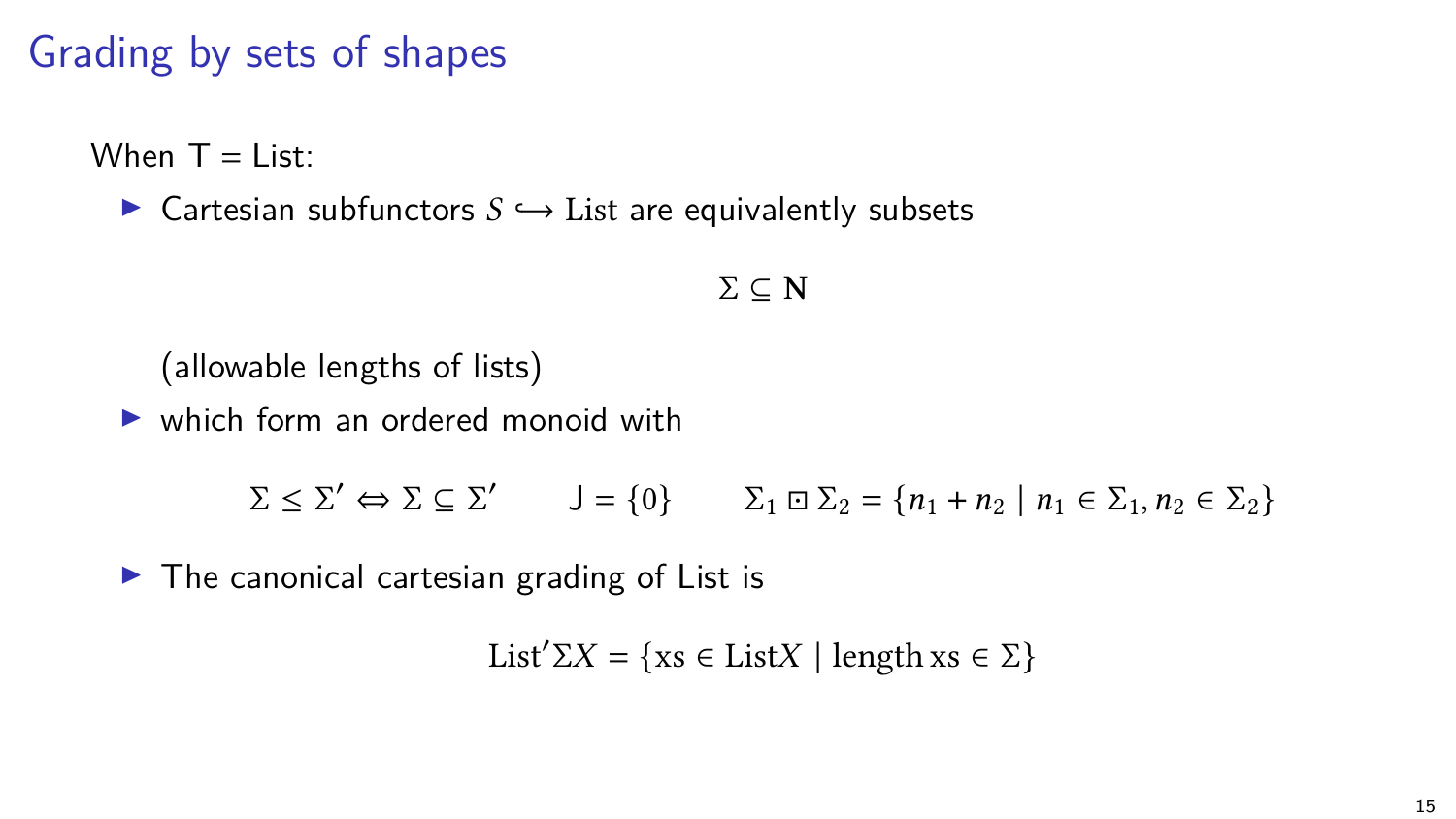# Grading by sets of shapes

When $\mathsf{T} = \mathsf{List}$:

- Cartesian subfunctors $S \hookrightarrow \mathsf{List}$ are equivalently subsets

$$\Sigma \subseteq \mathbf{N}$$

  (allowable lengths of lists)

- which form an ordered monoid with

$$\Sigma \leq \Sigma' \Leftrightarrow \Sigma \subseteq \Sigma' \qquad \mathsf{J} = \{0\} \qquad \Sigma_1 \boxdot \Sigma_2 = \{n_1 + n_2 \mid n_1 \in \Sigma_1, n_2 \in \Sigma_2\}$$

- The canonical cartesian grading of List is

$$\mathrm{List}'\Sigma X = \{\mathrm{xs} \in \mathrm{List} X \mid \mathrm{length}\,\mathrm{xs} \in \Sigma\}$$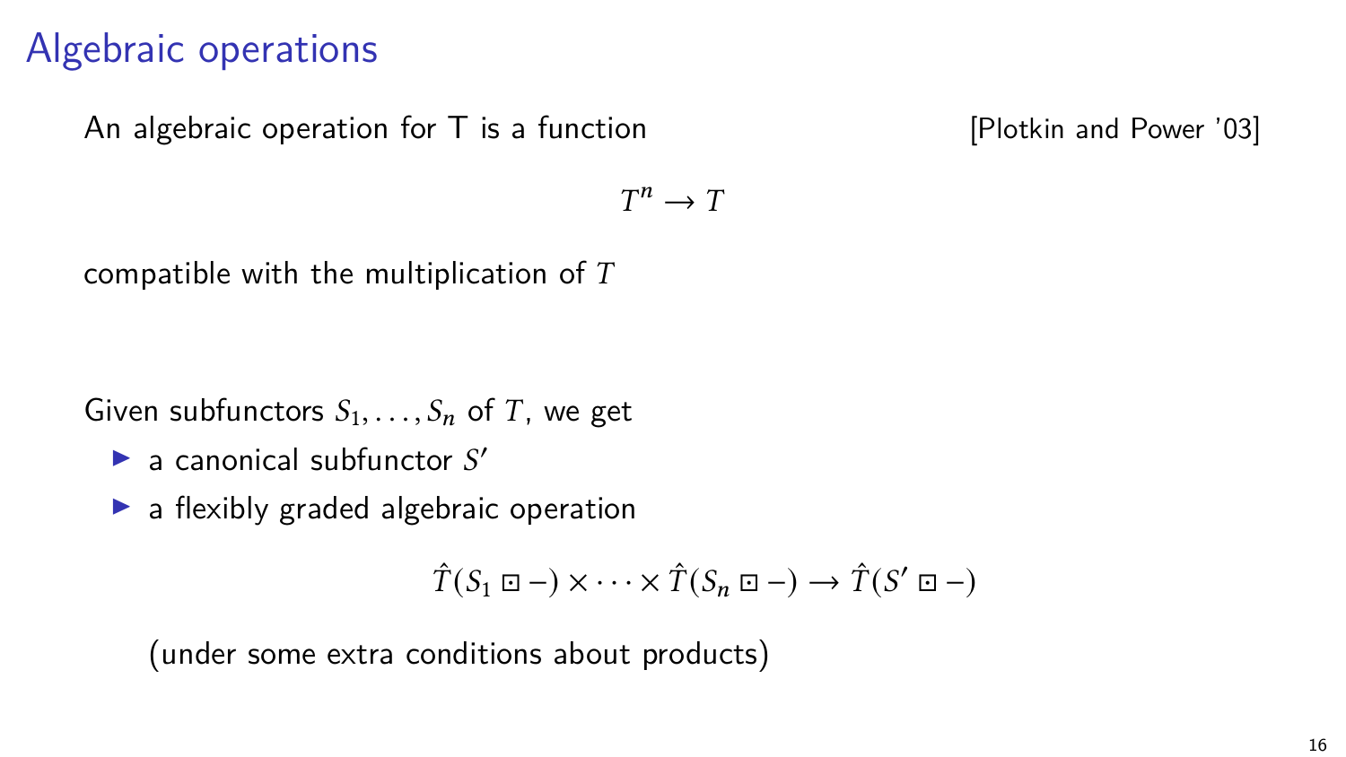# Algebraic operations

An algebraic operation for T is a function [Plotkin and Power '03]

$$T^n \to T$$

compatible with the multiplication of $T$

Given subfunctors $S_1, \ldots, S_n$ of $T$, we get

- a canonical subfunctor $S'$
- a flexibly graded algebraic operation

$$\hat{T}(S_1 \boxdot -) \times \cdots \times \hat{T}(S_n \boxdot -) \to \hat{T}(S' \boxdot -)$$

(under some extra conditions about products)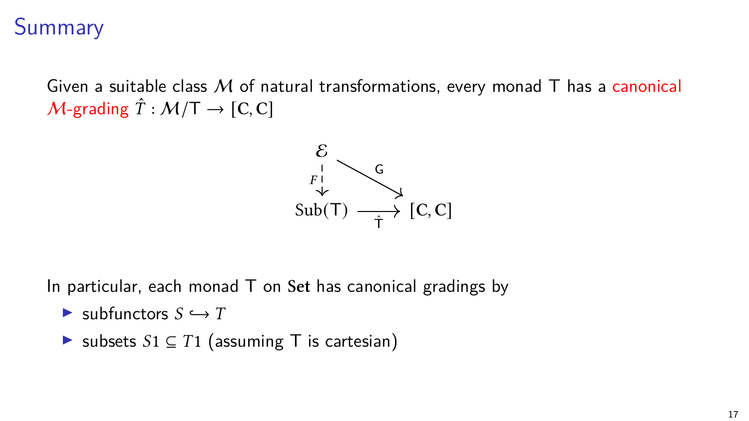# Summary

Given a suitable class $\mathcal{M}$ of natural transformations, every monad $\mathsf{T}$ has a canonical $\mathcal{M}$-grading $\hat{T} : \mathcal{M}/\mathsf{T} \to [\mathbf{C}, \mathbf{C}]$

$$
\begin{array}{ccc}
\mathcal{E} & & \\
{\scriptstyle F}\downarrow & \searrow^{\mathsf{G}} & \\
\mathrm{Sub}(\mathsf{T}) & \xrightarrow[\hat{\mathsf{T}}]{} & [\mathbf{C}, \mathbf{C}]
\end{array}
$$

In particular, each monad $\mathsf{T}$ on $\mathbf{Set}$ has canonical gradings by

- subfunctors $S \hookrightarrow T$
- subsets $S1 \subseteq T1$ (assuming $\mathsf{T}$ is cartesian)